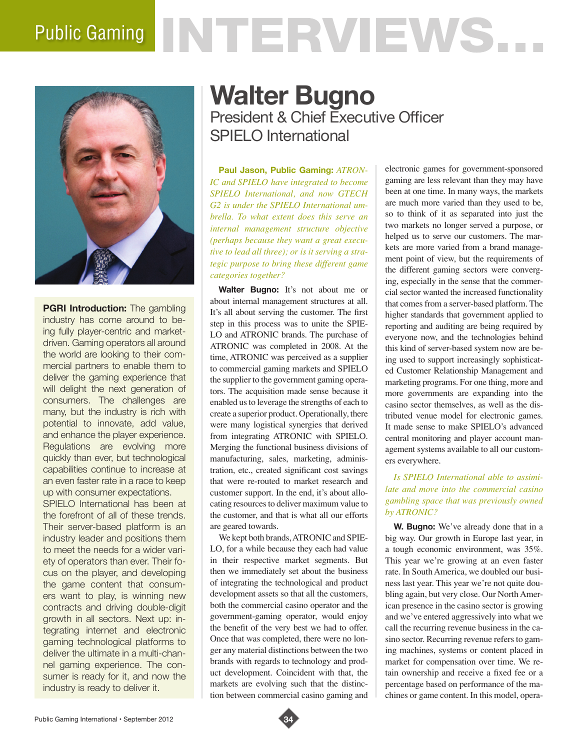# Public Gaming INTERVIEWS...

**PGRI Introduction:** The gambling industry has come around to being fully player-centric and market-driven. Gaming operators all around the world are looking to their commercial partners to enable them to deliver the gaming experience that will delight the next generation of consumers. The challenges are many, but the industry is rich with potential to innovate, add value, and enhance the player experience. Regulations are evolving more quickly than ever, but technological capabilities continue to increase at an even faster rate in a race to keep up with consumer expectations. SPIELO International has been at the forefront of all of these trends. Their server-based platform is an industry leader and positions them to meet the needs for a wider variety of operators than ever. Their focus on the player, and developing the game content that consumers want to play, is winning new contracts and driving double-digit growth in all sectors. Next up: integrating internet and electronic gaming technological platforms to deliver the ultimate in a multi-channel gaming experience. The consumer is ready for it, and now the industry is ready to deliver it.

## Walter Bugno

### President & Chief Executive Officer SPIELO International

**Paul Jason, Public Gaming:** *ATRONIC and SPIELO have integrated to become SPIELO International, and now GTECH G2 is under the SPIELO International umbrella. To what extent does this serve an internal management structure objective (perhaps because they want a great executive to lead all three); or is it serving a strategic purpose to bring these different game categories together?*

**Walter Bugno:** It's not about me or about internal management structures at all. It's all about serving the customer. The first step in this process was to unite the SPIELO and ATRONIC brands. The purchase of ATRONIC was completed in 2008. At the time, ATRONIC was perceived as a supplier to commercial gaming markets and SPIELO the supplier to the government gaming operators. The acquisition made sense because it enabled us to leverage the strengths of each to create a superior product. Operationally, there were many logistical synergies that derived from integrating ATRONIC with SPIELO. Merging the functional business divisions of manufacturing, sales, marketing, administration, etc., created significant cost savings that were re-routed to market research and customer support. In the end, it's about allocating resources to deliver maximum value to the customer, and that is what all our efforts are geared towards.

We kept both brands, ATRONIC and SPIELO, for a while because they each had value in their respective market segments. But then we immediately set about the business of integrating the technological and product development assets so that all the customers, both the commercial casino operator and the government-gaming operator, would enjoy the benefit of the very best we had to offer. Once that was completed, there were no longer any material distinctions between the two brands with regards to technology and product development. Coincident with that, the markets are evolving such that the distinction between commercial casino gaming and electronic games for government-sponsored gaming are less relevant than they may have been at one time. In many ways, the markets are much more varied than they used to be, so to think of it as separated into just the two markets no longer served a purpose, or helped us to serve our customers. The markets are more varied from a brand management point of view, but the requirements of the different gaming sectors were converging, especially in the sense that the commercial sector wanted the increased functionality that comes from a server-based platform. The higher standards that government applied to reporting and auditing are being required by everyone now, and the technologies behind this kind of server-based system now are being used to support increasingly sophisticated Customer Relationship Management and marketing programs. For one thing, more and more governments are expanding into the casino sector themselves, as well as the distributed venue model for electronic games. It made sense to make SPIELO's advanced central monitoring and player account management systems available to all our customers everywhere.

*Is SPIELO International able to assimilate and move into the commercial casino gambling space that was previously owned by ATRONIC?*

**W. Bugno:** We've already done that in a big way. Our growth in Europe last year, in a tough economic environment, was 35%. This year we're growing at an even faster rate. In South America, we doubled our business last year. This year we're not quite doubling again, but very close. Our North American presence in the casino sector is growing and we've entered aggressively into what we call the recurring revenue business in the casino sector. Recurring revenue refers to gaming machines, systems or content placed in market for compensation over time. We retain ownership and receive a fixed fee or a percentage based on performance of the machines or game content. In this model, opera-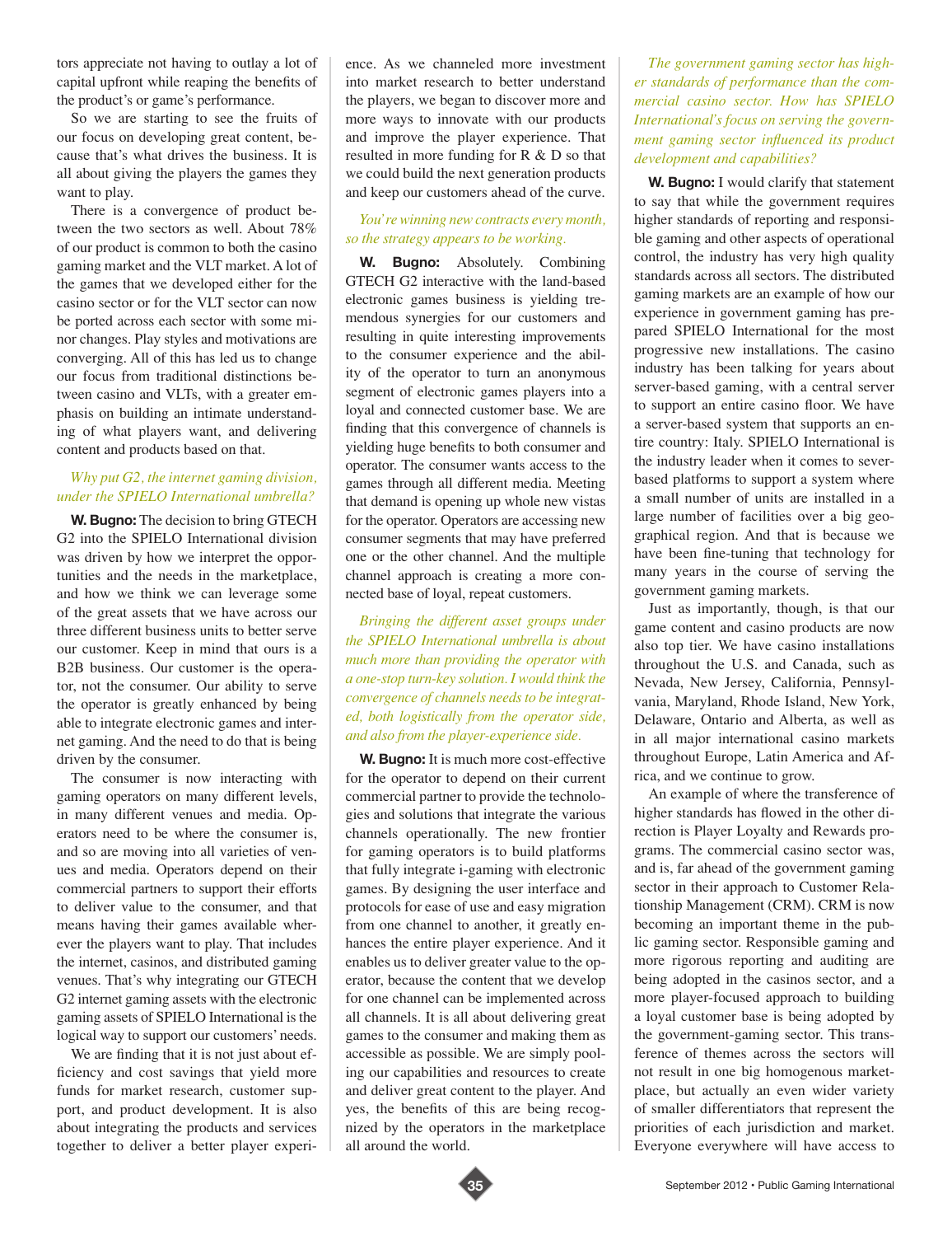tors appreciate not having to outlay a lot of capital upfront while reaping the benefits of the product's or game's performance.

So we are starting to see the fruits of our focus on developing great content, because that's what drives the business. It is all about giving the players the games they want to play.

There is a convergence of product between the two sectors as well. About 78% of our product is common to both the casino gaming market and the VLT market. A lot of the games that we developed either for the casino sector or for the VLT sector can now be ported across each sector with some minor changes. Play styles and motivations are converging. All of this has led us to change our focus from traditional distinctions between casino and VLTs, with a greater emphasis on building an intimate understanding of what players want, and delivering content and products based on that.

*Why put G2, the internet gaming division, under the SPIELO International umbrella?*

**W. Bugno:** The decision to bring GTECH G2 into the SPIELO International division was driven by how we interpret the opportunities and the needs in the marketplace, and how we think we can leverage some of the great assets that we have across our three different business units to better serve our customer. Keep in mind that ours is a B2B business. Our customer is the operator, not the consumer. Our ability to serve the operator is greatly enhanced by being able to integrate electronic games and internet gaming. And the need to do that is being driven by the consumer.

The consumer is now interacting with gaming operators on many different levels, in many different venues and media. Operators need to be where the consumer is, and so are moving into all varieties of venues and media. Operators depend on their commercial partners to support their efforts to deliver value to the consumer, and that means having their games available wherever the players want to play. That includes the internet, casinos, and distributed gaming venues. That's why integrating our GTECH G2 internet gaming assets with the electronic gaming assets of SPIELO International is the logical way to support our customers' needs.

We are finding that it is not just about efficiency and cost savings that yield more funds for market research, customer support, and product development. It is also about integrating the products and services together to deliver a better player experience. As we channeled more investment into market research to better understand the players, we began to discover more and more ways to innovate with our products and improve the player experience. That resulted in more funding for R & D so that we could build the next generation products and keep our customers ahead of the curve.

*You're winning new contracts every month, so the strategy appears to be working.*

**W. Bugno:** Absolutely. Combining GTECH G2 interactive with the land-based electronic games business is yielding tremendous synergies for our customers and resulting in quite interesting improvements to the consumer experience and the ability of the operator to turn an anonymous segment of electronic games players into a loyal and connected customer base. We are finding that this convergence of channels is yielding huge benefits to both consumer and operator. The consumer wants access to the games through all different media. Meeting that demand is opening up whole new vistas for the operator. Operators are accessing new consumer segments that may have preferred one or the other channel. And the multiple channel approach is creating a more connected base of loyal, repeat customers.

*Bringing the different asset groups under the SPIELO International umbrella is about much more than providing the operator with a one-stop turn-key solution. I would think the convergence of channels needs to be integrated, both logistically from the operator side, and also from the player-experience side.*

**W. Bugno:** It is much more cost-effective for the operator to depend on their current commercial partner to provide the technologies and solutions that integrate the various channels operationally. The new frontier for gaming operators is to build platforms that fully integrate i-gaming with electronic games. By designing the user interface and protocols for ease of use and easy migration from one channel to another, it greatly enhances the entire player experience. And it enables us to deliver greater value to the operator, because the content that we develop for one channel can be implemented across all channels. It is all about delivering great games to the consumer and making them as accessible as possible. We are simply pooling our capabilities and resources to create and deliver great content to the player. And yes, the benefits of this are being recognized by the operators in the marketplace all around the world.

*The government gaming sector has higher standards of performance than the commercial casino sector. How has SPIELO International's focus on serving the government gaming sector influenced its product development and capabilities?*

**W. Bugno:** I would clarify that statement to say that while the government requires higher standards of reporting and responsible gaming and other aspects of operational control, the industry has very high quality standards across all sectors. The distributed gaming markets are an example of how our experience in government gaming has prepared SPIELO International for the most progressive new installations. The casino industry has been talking for years about server-based gaming, with a central server to support an entire casino floor. We have a server-based system that supports an entire country: Italy. SPIELO International is the industry leader when it comes to sever-based platforms to support a system where a small number of units are installed in a large number of facilities over a big geographical region. And that is because we have been fine-tuning that technology for many years in the course of serving the government gaming markets.

Just as importantly, though, is that our game content and casino products are now also top tier. We have casino installations throughout the U.S. and Canada, such as Nevada, New Jersey, California, Pennsylvania, Maryland, Rhode Island, New York, Delaware, Ontario and Alberta, as well as in all major international casino markets throughout Europe, Latin America and Africa, and we continue to grow.

An example of where the transference of higher standards has flowed in the other direction is Player Loyalty and Rewards programs. The commercial casino sector was, and is, far ahead of the government gaming sector in their approach to Customer Relationship Management (CRM). CRM is now becoming an important theme in the public gaming sector. Responsible gaming and more rigorous reporting and auditing are being adopted in the casinos sector, and a more player-focused approach to building a loyal customer base is being adopted by the government-gaming sector. This transference of themes across the sectors will not result in one big homogenous marketplace, but actually an even wider variety of smaller differentiators that represent the priorities of each jurisdiction and market. Everyone everywhere will have access to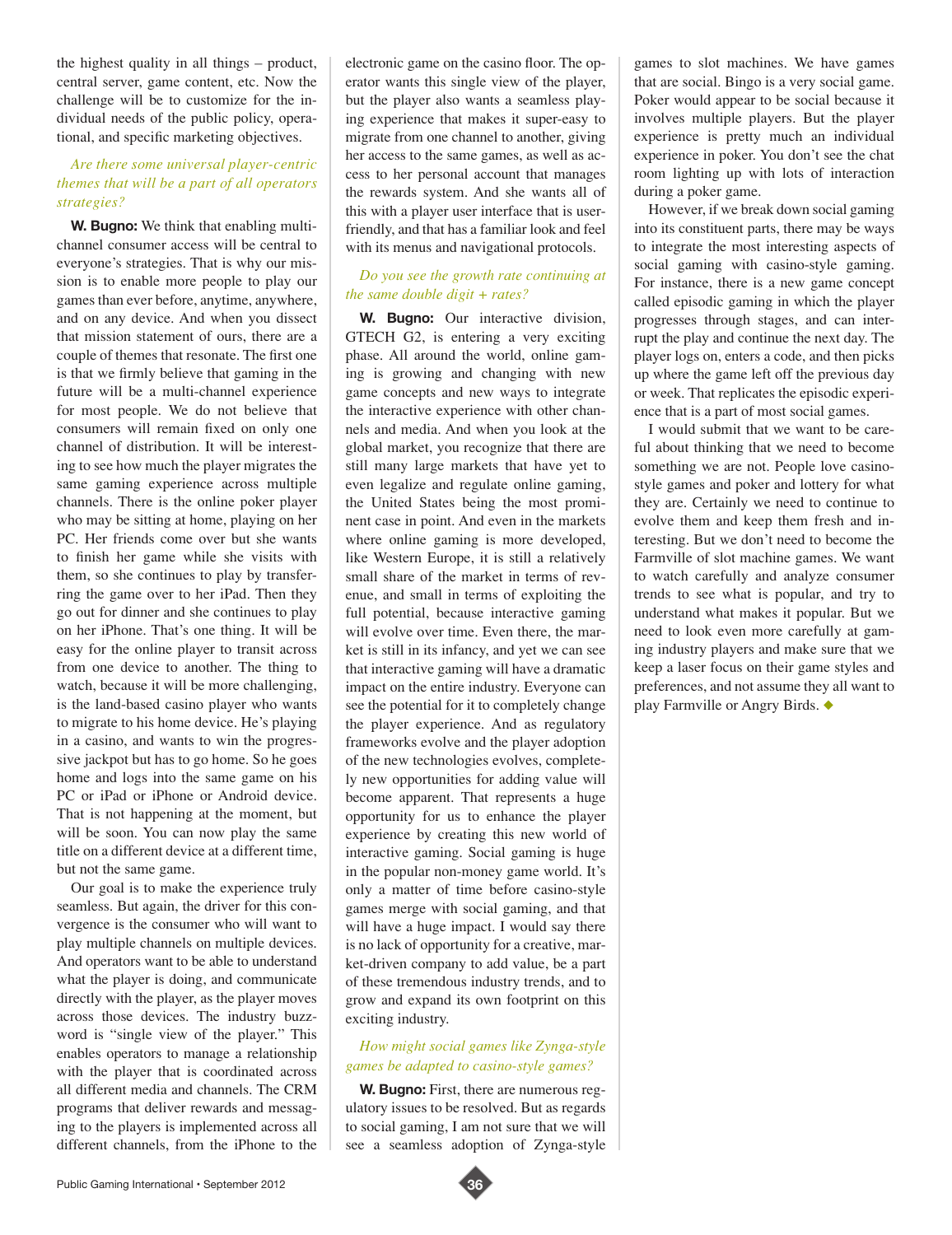the highest quality in all things – product, central server, game content, etc. Now the challenge will be to customize for the individual needs of the public policy, operational, and specific marketing objectives.

*Are there some universal player-centric themes that will be a part of all operators strategies?*

**W. Bugno:** We think that enabling multichannel consumer access will be central to everyone's strategies. That is why our mission is to enable more people to play our games than ever before, anytime, anywhere, and on any device. And when you dissect that mission statement of ours, there are a couple of themes that resonate. The first one is that we firmly believe that gaming in the future will be a multi-channel experience for most people. We do not believe that consumers will remain fixed on only one channel of distribution. It will be interesting to see how much the player migrates the same gaming experience across multiple channels. There is the online poker player who may be sitting at home, playing on her PC. Her friends come over but she wants to finish her game while she visits with them, so she continues to play by transferring the game over to her iPad. Then they go out for dinner and she continues to play on her iPhone. That's one thing. It will be easy for the online player to transit across from one device to another. The thing to watch, because it will be more challenging, is the land-based casino player who wants to migrate to his home device. He's playing in a casino, and wants to win the progressive jackpot but has to go home. So he goes home and logs into the same game on his PC or iPad or iPhone or Android device. That is not happening at the moment, but will be soon. You can now play the same title on a different device at a different time, but not the same game.

Our goal is to make the experience truly seamless. But again, the driver for this convergence is the consumer who will want to play multiple channels on multiple devices. And operators want to be able to understand what the player is doing, and communicate directly with the player, as the player moves across those devices. The industry buzzword is "single view of the player." This enables operators to manage a relationship with the player that is coordinated across all different media and channels. The CRM programs that deliver rewards and messaging to the players is implemented across all different channels, from the iPhone to the electronic game on the casino floor. The operator wants this single view of the player, but the player also wants a seamless playing experience that makes it super-easy to migrate from one channel to another, giving her access to the same games, as well as access to her personal account that manages the rewards system. And she wants all of this with a player user interface that is user-friendly, and that has a familiar look and feel with its menus and navigational protocols.

*Do you see the growth rate continuing at the same double digit + rates?*

**W. Bugno:** Our interactive division, GTECH G2, is entering a very exciting phase. All around the world, online gaming is growing and changing with new game concepts and new ways to integrate the interactive experience with other channels and media. And when you look at the global market, you recognize that there are still many large markets that have yet to even legalize and regulate online gaming, the United States being the most prominent case in point. And even in the markets where online gaming is more developed, like Western Europe, it is still a relatively small share of the market in terms of revenue, and small in terms of exploiting the full potential, because interactive gaming will evolve over time. Even there, the market is still in its infancy, and yet we can see that interactive gaming will have a dramatic impact on the entire industry. Everyone can see the potential for it to completely change the player experience. And as regulatory frameworks evolve and the player adoption of the new technologies evolves, completely new opportunities for adding value will become apparent. That represents a huge opportunity for us to enhance the player experience by creating this new world of interactive gaming. Social gaming is huge in the popular non-money game world. It's only a matter of time before casino-style games merge with social gaming, and that will have a huge impact. I would say there is no lack of opportunity for a creative, market-driven company to add value, be a part of these tremendous industry trends, and to grow and expand its own footprint on this exciting industry.

*How might social games like Zynga-style games be adapted to casino-style games?*

**W. Bugno:** First, there are numerous regulatory issues to be resolved. But as regards to social gaming, I am not sure that we will see a seamless adoption of Zynga-style games to slot machines. We have games that are social. Bingo is a very social game. Poker would appear to be social because it involves multiple players. But the player experience is pretty much an individual experience in poker. You don't see the chat room lighting up with lots of interaction during a poker game.

However, if we break down social gaming into its constituent parts, there may be ways to integrate the most interesting aspects of social gaming with casino-style gaming. For instance, there is a new game concept called episodic gaming in which the player progresses through stages, and can interrupt the play and continue the next day. The player logs on, enters a code, and then picks up where the game left off the previous day or week. That replicates the episodic experience that is a part of most social games.

I would submit that we want to be careful about thinking that we need to become something we are not. People love casino-style games and poker and lottery for what they are. Certainly we need to continue to evolve them and keep them fresh and interesting. But we don't need to become the Farmville of slot machine games. We want to watch carefully and analyze consumer trends to see what is popular, and try to understand what makes it popular. But we need to look even more carefully at gaming industry players and make sure that we keep a laser focus on their game styles and preferences, and not assume they all want to play Farmville or Angry Birds. ◆